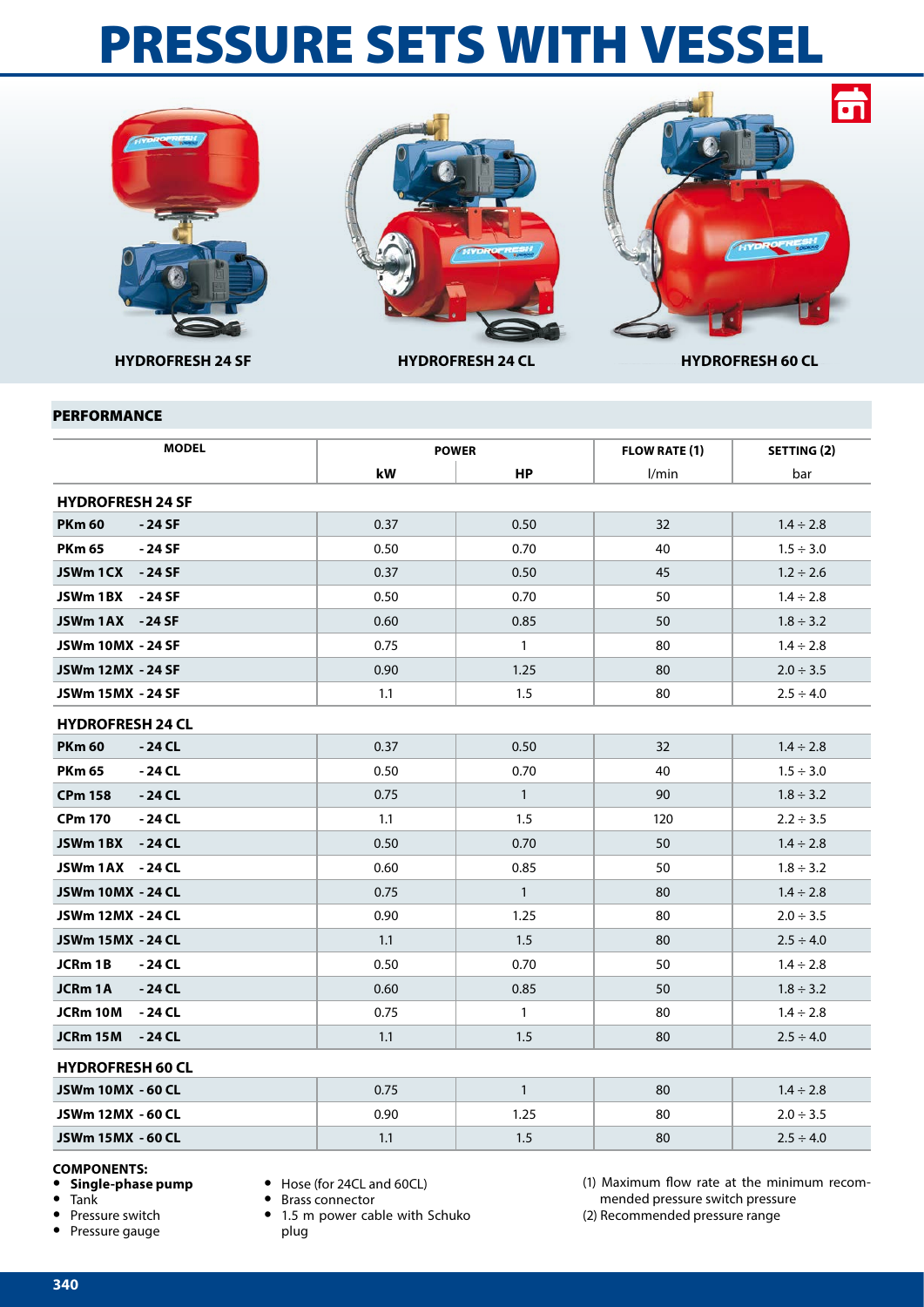# PRESSURE SETS WITH VESSEL

HYDROFRESH 24 SF

HYDROFRESH 24 CL

HYDROFRESH 60 CL

## PERFORMANCE

| MODEL | POWER | | FLOW RATE (1) | SETTING (2) |
|---|---|---|---|---|
| | kW | HP | l/min | bar |
| **HYDROFRESH 24 SF** | | | | |
| **PKm 60 - 24 SF** | 0.37 | 0.50 | 32 | 1.4 ÷ 2.8 |
| **PKm 65 - 24 SF** | 0.50 | 0.70 | 40 | 1.5 ÷ 3.0 |
| **JSWm 1CX - 24 SF** | 0.37 | 0.50 | 45 | 1.2 ÷ 2.6 |
| **JSWm 1BX - 24 SF** | 0.50 | 0.70 | 50 | 1.4 ÷ 2.8 |
| **JSWm 1AX - 24 SF** | 0.60 | 0.85 | 50 | 1.8 ÷ 3.2 |
| **JSWm 10MX - 24 SF** | 0.75 | 1 | 80 | 1.4 ÷ 2.8 |
| **JSWm 12MX - 24 SF** | 0.90 | 1.25 | 80 | 2.0 ÷ 3.5 |
| **JSWm 15MX - 24 SF** | 1.1 | 1.5 | 80 | 2.5 ÷ 4.0 |
| **HYDROFRESH 24 CL** | | | | |
| **PKm 60 - 24 CL** | 0.37 | 0.50 | 32 | 1.4 ÷ 2.8 |
| **PKm 65 - 24 CL** | 0.50 | 0.70 | 40 | 1.5 ÷ 3.0 |
| **CPm 158 - 24 CL** | 0.75 | 1 | 90 | 1.8 ÷ 3.2 |
| **CPm 170 - 24 CL** | 1.1 | 1.5 | 120 | 2.2 ÷ 3.5 |
| **JSWm 1BX - 24 CL** | 0.50 | 0.70 | 50 | 1.4 ÷ 2.8 |
| **JSWm 1AX - 24 CL** | 0.60 | 0.85 | 50 | 1.8 ÷ 3.2 |
| **JSWm 10MX - 24 CL** | 0.75 | 1 | 80 | 1.4 ÷ 2.8 |
| **JSWm 12MX - 24 CL** | 0.90 | 1.25 | 80 | 2.0 ÷ 3.5 |
| **JSWm 15MX - 24 CL** | 1.1 | 1.5 | 80 | 2.5 ÷ 4.0 |
| **JCRm 1B - 24 CL** | 0.50 | 0.70 | 50 | 1.4 ÷ 2.8 |
| **JCRm 1A - 24 CL** | 0.60 | 0.85 | 50 | 1.8 ÷ 3.2 |
| **JCRm 10M - 24 CL** | 0.75 | 1 | 80 | 1.4 ÷ 2.8 |
| **JCRm 15M - 24 CL** | 1.1 | 1.5 | 80 | 2.5 ÷ 4.0 |
| **HYDROFRESH 60 CL** | | | | |
| **JSWm 10MX - 60 CL** | 0.75 | 1 | 80 | 1.4 ÷ 2.8 |
| **JSWm 12MX - 60 CL** | 0.90 | 1.25 | 80 | 2.0 ÷ 3.5 |
| **JSWm 15MX - 60 CL** | 1.1 | 1.5 | 80 | 2.5 ÷ 4.0 |

**COMPONENTS:**

- **Single-phase pump**
- Tank
- Pressure switch
- Pressure gauge
- Hose (for 24CL and 60CL)
- Brass connector
- 1.5 m power cable with Schuko plug

(1) Maximum flow rate at the minimum recommended pressure switch pressure
(2) Recommended pressure range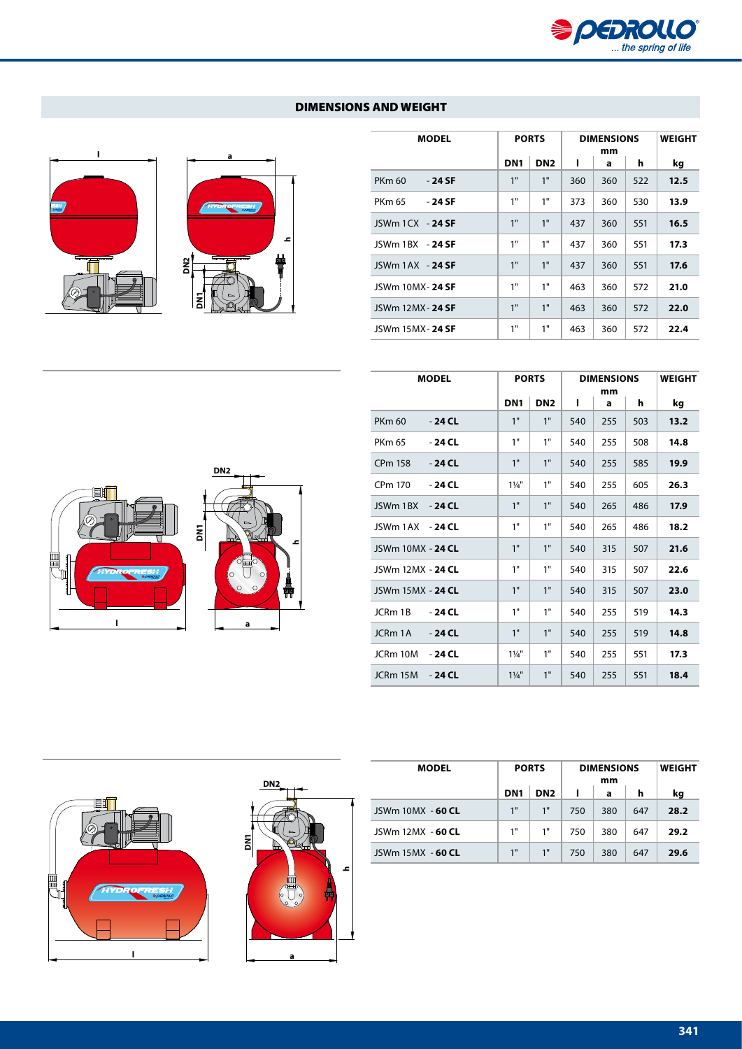## DIMENSIONS AND WEIGHT

| MODEL | PORTS | | DIMENSIONS mm | | | WEIGHT |
|---|---|---|---|---|---|---|
| | DN1 | DN2 | l | a | h | kg |
| PKm 60 - **24 SF** | 1" | 1" | 360 | 360 | 522 | **12.5** |
| PKm 65 - **24 SF** | 1" | 1" | 373 | 360 | 530 | **13.9** |
| JSWm 1CX - **24 SF** | 1" | 1" | 437 | 360 | 551 | **16.5** |
| JSWm 1BX - **24 SF** | 1" | 1" | 437 | 360 | 551 | **17.3** |
| JSWm 1AX - **24 SF** | 1" | 1" | 437 | 360 | 551 | **17.6** |
| JSWm 10MX - **24 SF** | 1" | 1" | 463 | 360 | 572 | **21.0** |
| JSWm 12MX - **24 SF** | 1" | 1" | 463 | 360 | 572 | **22.0** |
| JSWm 15MX - **24 SF** | 1" | 1" | 463 | 360 | 572 | **22.4** |

| MODEL | PORTS | | DIMENSIONS mm | | | WEIGHT |
|---|---|---|---|---|---|---|
| | DN1 | DN2 | l | a | h | kg |
| PKm 60 - **24 CL** | 1" | 1" | 540 | 255 | 503 | **13.2** |
| PKm 65 - **24 CL** | 1" | 1" | 540 | 255 | 508 | **14.8** |
| CPm 158 - **24 CL** | 1" | 1" | 540 | 255 | 585 | **19.9** |
| CPm 170 - **24 CL** | 1¼" | 1" | 540 | 255 | 605 | **26.3** |
| JSWm 1BX - **24 CL** | 1" | 1" | 540 | 265 | 486 | **17.9** |
| JSWm 1AX - **24 CL** | 1" | 1" | 540 | 265 | 486 | **18.2** |
| JSWm 10MX - **24 CL** | 1" | 1" | 540 | 315 | 507 | **21.6** |
| JSWm 12MX - **24 CL** | 1" | 1" | 540 | 315 | 507 | **22.6** |
| JSWm 15MX - **24 CL** | 1" | 1" | 540 | 315 | 507 | **23.0** |
| JCRm 1B - **24 CL** | 1" | 1" | 540 | 255 | 519 | **14.3** |
| JCRm 1A - **24 CL** | 1" | 1" | 540 | 255 | 519 | **14.8** |
| JCRm 10M - **24 CL** | 1¼" | 1" | 540 | 255 | 551 | **17.3** |
| JCRm 15M - **24 CL** | 1¼" | 1" | 540 | 255 | 551 | **18.4** |

| MODEL | PORTS | | DIMENSIONS mm | | | WEIGHT |
|---|---|---|---|---|---|---|
| | DN1 | DN2 | l | a | h | kg |
| JSWm 10MX - **60 CL** | 1" | 1" | 750 | 380 | 647 | **28.2** |
| JSWm 12MX - **60 CL** | 1" | 1" | 750 | 380 | 647 | **29.2** |
| JSWm 15MX - **60 CL** | 1" | 1" | 750 | 380 | 647 | **29.6** |